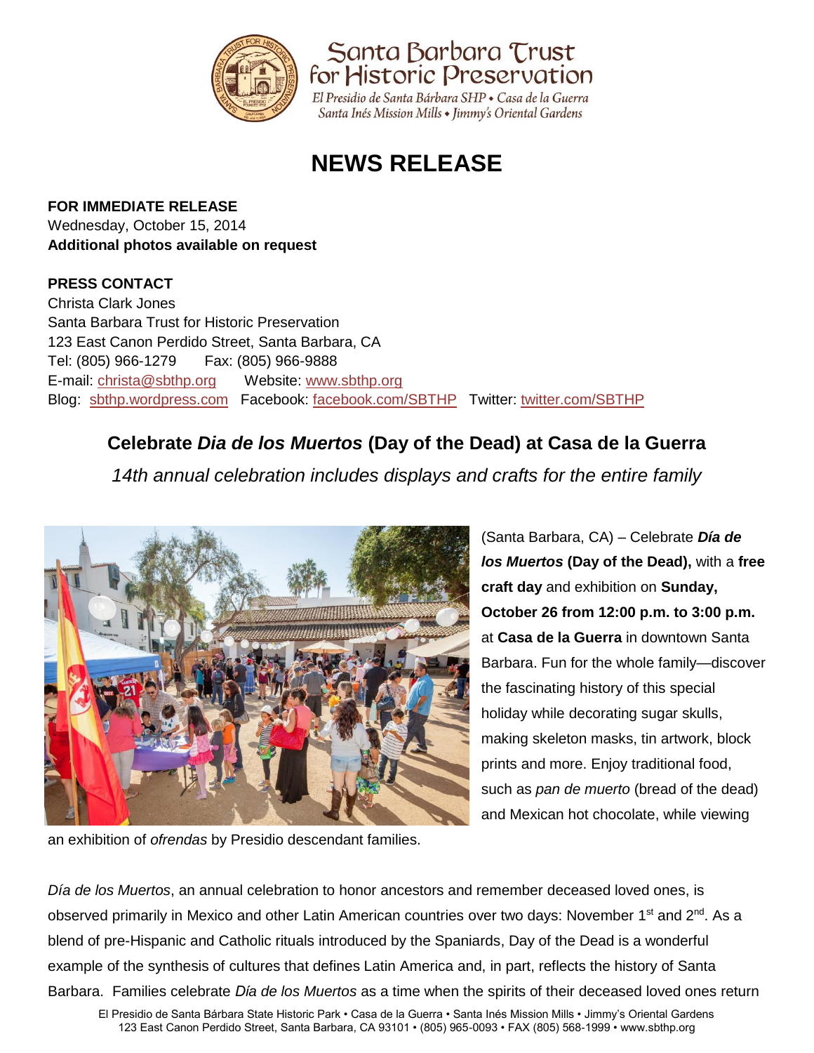Santa Barbara Trust for Historic Preservation

*El Presidio de Santa Bárbara SHP • Casa de la Guerra*
*Santa Inés Mission Mills • Jimmy's Oriental Gardens*

# NEWS RELEASE

**FOR IMMEDIATE RELEASE**
Wednesday, October 15, 2014
**Additional photos available on request**

**PRESS CONTACT**
Christa Clark Jones
Santa Barbara Trust for Historic Preservation
123 East Canon Perdido Street, Santa Barbara, CA
Tel: (805) 966-1279 Fax: (805) 966-9888
E-mail: christa@sbthp.org Website: www.sbthp.org
Blog: sbthp.wordpress.com Facebook: facebook.com/SBTHP Twitter: twitter.com/SBTHP

## Celebrate *Dia de los Muertos* (Day of the Dead) at Casa de la Guerra

*14th annual celebration includes displays and crafts for the entire family*

(Santa Barbara, CA) – Celebrate ***Día de los Muertos*** **(Day of the Dead),** with a **free craft day** and exhibition on **Sunday, October 26 from 12:00 p.m. to 3:00 p.m.** at **Casa de la Guerra** in downtown Santa Barbara. Fun for the whole family—discover the fascinating history of this special holiday while decorating sugar skulls, making skeleton masks, tin artwork, block prints and more. Enjoy traditional food, such as *pan de muerto* (bread of the dead) and Mexican hot chocolate, while viewing an exhibition of *ofrendas* by Presidio descendant families.

*Día de los Muertos*, an annual celebration to honor ancestors and remember deceased loved ones, is observed primarily in Mexico and other Latin American countries over two days: November 1st and 2nd. As a blend of pre-Hispanic and Catholic rituals introduced by the Spaniards, Day of the Dead is a wonderful example of the synthesis of cultures that defines Latin America and, in part, reflects the history of Santa Barbara. Families celebrate *Día de los Muertos* as a time when the spirits of their deceased loved ones return

El Presidio de Santa Bárbara State Historic Park • Casa de la Guerra • Santa Inés Mission Mills • Jimmy's Oriental Gardens
123 East Canon Perdido Street, Santa Barbara, CA 93101 • (805) 965-0093 • FAX (805) 568-1999 • www.sbthp.org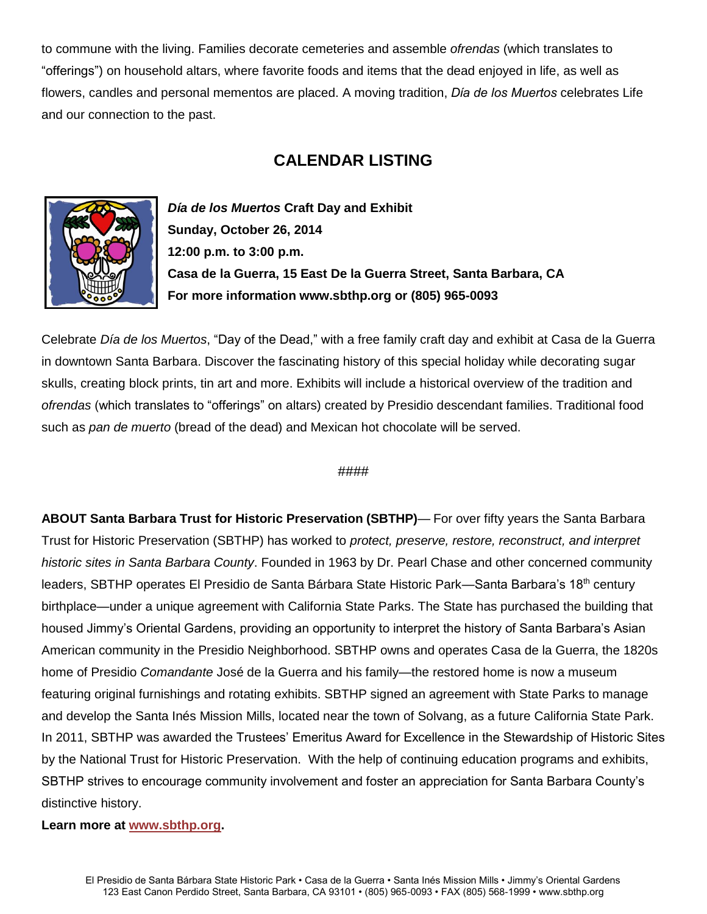to commune with the living. Families decorate cemeteries and assemble *ofrendas* (which translates to "offerings") on household altars, where favorite foods and items that the dead enjoyed in life, as well as flowers, candles and personal mementos are placed. A moving tradition, *Día de los Muertos* celebrates Life and our connection to the past.

## CALENDAR LISTING

***Día de los Muertos* Craft Day and Exhibit**
**Sunday, October 26, 2014**
**12:00 p.m. to 3:00 p.m.**
**Casa de la Guerra, 15 East De la Guerra Street, Santa Barbara, CA**
**For more information www.sbthp.org or (805) 965-0093**

Celebrate *Día de los Muertos*, "Day of the Dead," with a free family craft day and exhibit at Casa de la Guerra in downtown Santa Barbara. Discover the fascinating history of this special holiday while decorating sugar skulls, creating block prints, tin art and more. Exhibits will include a historical overview of the tradition and *ofrendas* (which translates to "offerings" on altars) created by Presidio descendant families. Traditional food such as *pan de muerto* (bread of the dead) and Mexican hot chocolate will be served.

####

**ABOUT Santa Barbara Trust for Historic Preservation (SBTHP)**— For over fifty years the Santa Barbara Trust for Historic Preservation (SBTHP) has worked to *protect, preserve, restore, reconstruct, and interpret historic sites in Santa Barbara County*. Founded in 1963 by Dr. Pearl Chase and other concerned community leaders, SBTHP operates El Presidio de Santa Bárbara State Historic Park—Santa Barbara's 18th century birthplace—under a unique agreement with California State Parks. The State has purchased the building that housed Jimmy's Oriental Gardens, providing an opportunity to interpret the history of Santa Barbara's Asian American community in the Presidio Neighborhood. SBTHP owns and operates Casa de la Guerra, the 1820s home of Presidio *Comandante* José de la Guerra and his family—the restored home is now a museum featuring original furnishings and rotating exhibits. SBTHP signed an agreement with State Parks to manage and develop the Santa Inés Mission Mills, located near the town of Solvang, as a future California State Park. In 2011, SBTHP was awarded the Trustees' Emeritus Award for Excellence in the Stewardship of Historic Sites by the National Trust for Historic Preservation. With the help of continuing education programs and exhibits, SBTHP strives to encourage community involvement and foster an appreciation for Santa Barbara County's distinctive history.

**Learn more at [www.sbthp.org](http://www.sbthp.org).**